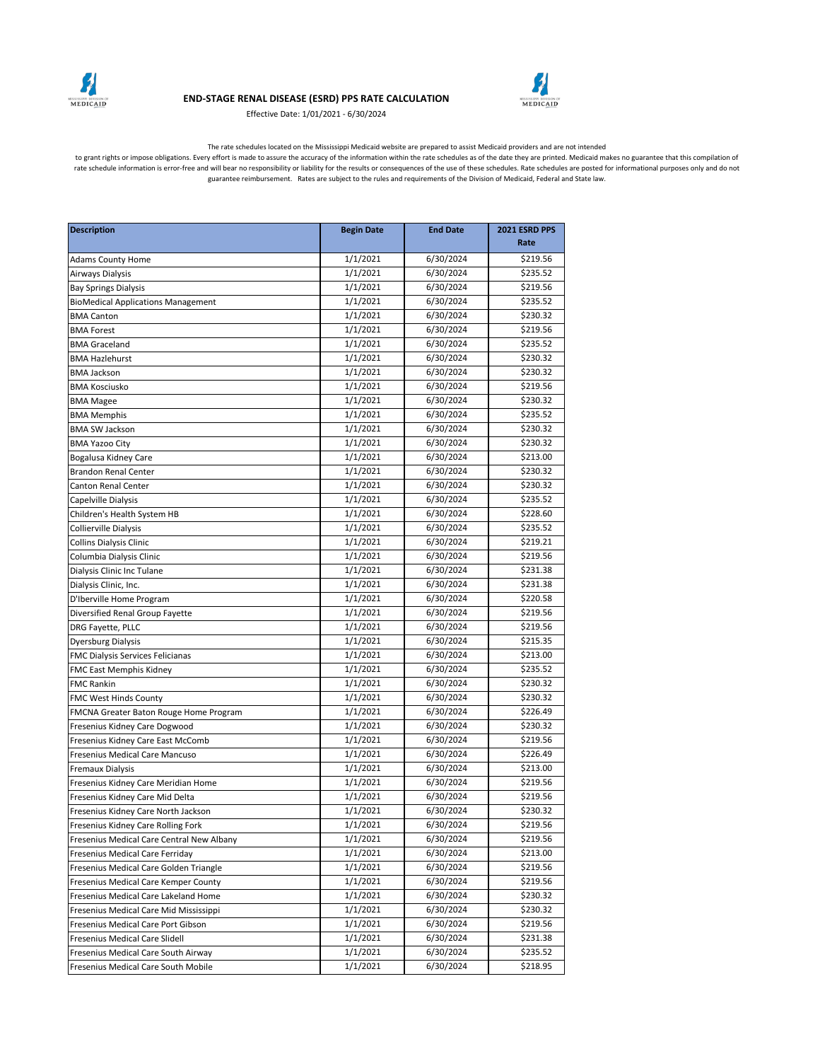# END-STAGE RENAL DISEASE (ESRD) PPS RATE CALCULATION

Effective Date: 1/01/2021 - 6/30/2024

The rate schedules located on the Mississippi Medicaid website are prepared to assist Medicaid providers and are not intended to grant rights or impose obligations. Every effort is made to assure the accuracy of the information within the rate schedules as of the date they are printed. Medicaid makes no guarantee that this compilation of rate schedule information is error-free and will bear no responsibility or liability for the results or consequences of the use of these schedules. Rate schedules are posted for informational purposes only and do not guarantee reimbursement. Rates are subject to the rules and requirements of the Division of Medicaid, Federal and State law.

| Description | Begin Date | End Date | 2021 ESRD PPS Rate |
|---|---|---|---|
| Adams County Home | 1/1/2021 | 6/30/2024 | $219.56 |
| Airways Dialysis | 1/1/2021 | 6/30/2024 | $235.52 |
| Bay Springs Dialysis | 1/1/2021 | 6/30/2024 | $219.56 |
| BioMedical Applications Management | 1/1/2021 | 6/30/2024 | $235.52 |
| BMA Canton | 1/1/2021 | 6/30/2024 | $230.32 |
| BMA Forest | 1/1/2021 | 6/30/2024 | $219.56 |
| BMA Graceland | 1/1/2021 | 6/30/2024 | $235.52 |
| BMA Hazlehurst | 1/1/2021 | 6/30/2024 | $230.32 |
| BMA Jackson | 1/1/2021 | 6/30/2024 | $230.32 |
| BMA Kosciusko | 1/1/2021 | 6/30/2024 | $219.56 |
| BMA Magee | 1/1/2021 | 6/30/2024 | $230.32 |
| BMA Memphis | 1/1/2021 | 6/30/2024 | $235.52 |
| BMA SW Jackson | 1/1/2021 | 6/30/2024 | $230.32 |
| BMA Yazoo City | 1/1/2021 | 6/30/2024 | $230.32 |
| Bogalusa Kidney Care | 1/1/2021 | 6/30/2024 | $213.00 |
| Brandon Renal Center | 1/1/2021 | 6/30/2024 | $230.32 |
| Canton Renal Center | 1/1/2021 | 6/30/2024 | $230.32 |
| Capelville Dialysis | 1/1/2021 | 6/30/2024 | $235.52 |
| Children's Health System HB | 1/1/2021 | 6/30/2024 | $228.60 |
| Collierville Dialysis | 1/1/2021 | 6/30/2024 | $235.52 |
| Collins Dialysis Clinic | 1/1/2021 | 6/30/2024 | $219.21 |
| Columbia Dialysis Clinic | 1/1/2021 | 6/30/2024 | $219.56 |
| Dialysis Clinic Inc Tulane | 1/1/2021 | 6/30/2024 | $231.38 |
| Dialysis Clinic, Inc. | 1/1/2021 | 6/30/2024 | $231.38 |
| D'Iberville Home Program | 1/1/2021 | 6/30/2024 | $220.58 |
| Diversified Renal Group Fayette | 1/1/2021 | 6/30/2024 | $219.56 |
| DRG Fayette, PLLC | 1/1/2021 | 6/30/2024 | $219.56 |
| Dyersburg Dialysis | 1/1/2021 | 6/30/2024 | $215.35 |
| FMC Dialysis Services Felicianas | 1/1/2021 | 6/30/2024 | $213.00 |
| FMC East Memphis Kidney | 1/1/2021 | 6/30/2024 | $235.52 |
| FMC Rankin | 1/1/2021 | 6/30/2024 | $230.32 |
| FMC West Hinds County | 1/1/2021 | 6/30/2024 | $230.32 |
| FMCNA Greater Baton Rouge Home Program | 1/1/2021 | 6/30/2024 | $226.49 |
| Fresenius Kidney Care Dogwood | 1/1/2021 | 6/30/2024 | $230.32 |
| Fresenius Kidney Care East McComb | 1/1/2021 | 6/30/2024 | $219.56 |
| Fresenius Medical Care Mancuso | 1/1/2021 | 6/30/2024 | $226.49 |
| Fremaux Dialysis | 1/1/2021 | 6/30/2024 | $213.00 |
| Fresenius Kidney Care Meridian Home | 1/1/2021 | 6/30/2024 | $219.56 |
| Fresenius Kidney Care Mid Delta | 1/1/2021 | 6/30/2024 | $219.56 |
| Fresenius Kidney Care North Jackson | 1/1/2021 | 6/30/2024 | $230.32 |
| Fresenius Kidney Care Rolling Fork | 1/1/2021 | 6/30/2024 | $219.56 |
| Fresenius Medical Care Central New Albany | 1/1/2021 | 6/30/2024 | $219.56 |
| Fresenius Medical Care Ferriday | 1/1/2021 | 6/30/2024 | $213.00 |
| Fresenius Medical Care Golden Triangle | 1/1/2021 | 6/30/2024 | $219.56 |
| Fresenius Medical Care Kemper County | 1/1/2021 | 6/30/2024 | $219.56 |
| Fresenius Medical Care Lakeland Home | 1/1/2021 | 6/30/2024 | $230.32 |
| Fresenius Medical Care Mid Mississippi | 1/1/2021 | 6/30/2024 | $230.32 |
| Fresenius Medical Care Port Gibson | 1/1/2021 | 6/30/2024 | $219.56 |
| Fresenius Medical Care Slidell | 1/1/2021 | 6/30/2024 | $231.38 |
| Fresenius Medical Care South Airway | 1/1/2021 | 6/30/2024 | $235.52 |
| Fresenius Medical Care South Mobile | 1/1/2021 | 6/30/2024 | $218.95 |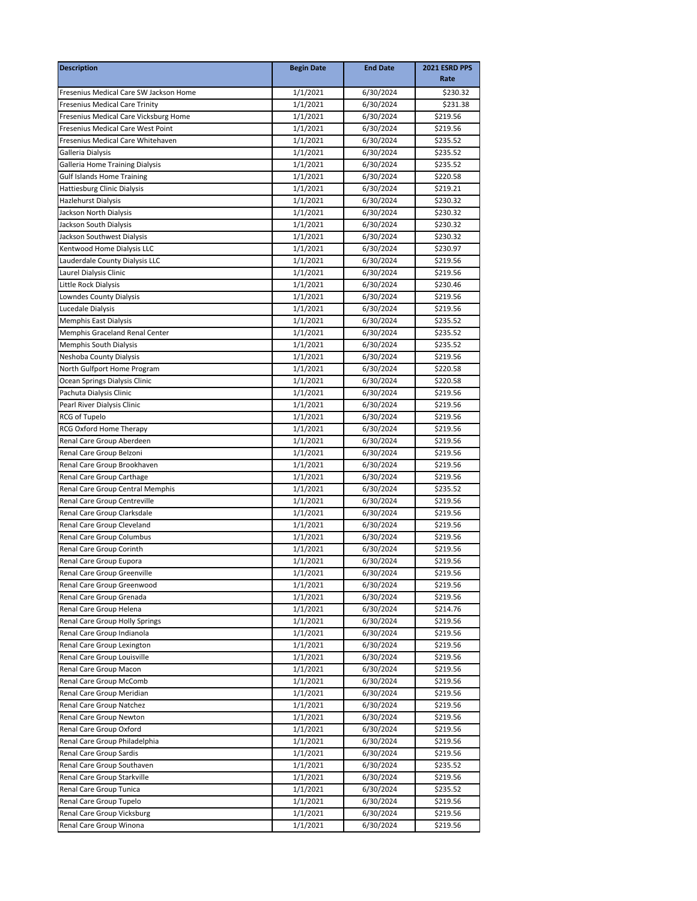| Description | Begin Date | End Date | 2021 ESRD PPS Rate |
|---|---|---|---|
| Fresenius Medical Care SW Jackson Home | 1/1/2021 | 6/30/2024 | $230.32 |
| Fresenius Medical Care Trinity | 1/1/2021 | 6/30/2024 | $231.38 |
| Fresenius Medical Care Vicksburg Home | 1/1/2021 | 6/30/2024 | $219.56 |
| Fresenius Medical Care West Point | 1/1/2021 | 6/30/2024 | $219.56 |
| Fresenius Medical Care Whitehaven | 1/1/2021 | 6/30/2024 | $235.52 |
| Galleria Dialysis | 1/1/2021 | 6/30/2024 | $235.52 |
| Galleria Home Training Dialysis | 1/1/2021 | 6/30/2024 | $235.52 |
| Gulf Islands Home Training | 1/1/2021 | 6/30/2024 | $220.58 |
| Hattiesburg Clinic Dialysis | 1/1/2021 | 6/30/2024 | $219.21 |
| Hazlehurst Dialysis | 1/1/2021 | 6/30/2024 | $230.32 |
| Jackson North Dialysis | 1/1/2021 | 6/30/2024 | $230.32 |
| Jackson South Dialysis | 1/1/2021 | 6/30/2024 | $230.32 |
| Jackson Southwest Dialysis | 1/1/2021 | 6/30/2024 | $230.32 |
| Kentwood Home Dialysis LLC | 1/1/2021 | 6/30/2024 | $230.97 |
| Lauderdale County Dialysis LLC | 1/1/2021 | 6/30/2024 | $219.56 |
| Laurel Dialysis Clinic | 1/1/2021 | 6/30/2024 | $219.56 |
| Little Rock Dialysis | 1/1/2021 | 6/30/2024 | $230.46 |
| Lowndes County Dialysis | 1/1/2021 | 6/30/2024 | $219.56 |
| Lucedale Dialysis | 1/1/2021 | 6/30/2024 | $219.56 |
| Memphis East Dialysis | 1/1/2021 | 6/30/2024 | $235.52 |
| Memphis Graceland Renal Center | 1/1/2021 | 6/30/2024 | $235.52 |
| Memphis South Dialysis | 1/1/2021 | 6/30/2024 | $235.52 |
| Neshoba County Dialysis | 1/1/2021 | 6/30/2024 | $219.56 |
| North Gulfport Home Program | 1/1/2021 | 6/30/2024 | $220.58 |
| Ocean Springs Dialysis Clinic | 1/1/2021 | 6/30/2024 | $220.58 |
| Pachuta Dialysis Clinic | 1/1/2021 | 6/30/2024 | $219.56 |
| Pearl River Dialysis Clinic | 1/1/2021 | 6/30/2024 | $219.56 |
| RCG of Tupelo | 1/1/2021 | 6/30/2024 | $219.56 |
| RCG Oxford Home Therapy | 1/1/2021 | 6/30/2024 | $219.56 |
| Renal Care Group Aberdeen | 1/1/2021 | 6/30/2024 | $219.56 |
| Renal Care Group Belzoni | 1/1/2021 | 6/30/2024 | $219.56 |
| Renal Care Group Brookhaven | 1/1/2021 | 6/30/2024 | $219.56 |
| Renal Care Group Carthage | 1/1/2021 | 6/30/2024 | $219.56 |
| Renal Care Group Central Memphis | 1/1/2021 | 6/30/2024 | $235.52 |
| Renal Care Group Centreville | 1/1/2021 | 6/30/2024 | $219.56 |
| Renal Care Group Clarksdale | 1/1/2021 | 6/30/2024 | $219.56 |
| Renal Care Group Cleveland | 1/1/2021 | 6/30/2024 | $219.56 |
| Renal Care Group Columbus | 1/1/2021 | 6/30/2024 | $219.56 |
| Renal Care Group Corinth | 1/1/2021 | 6/30/2024 | $219.56 |
| Renal Care Group Eupora | 1/1/2021 | 6/30/2024 | $219.56 |
| Renal Care Group Greenville | 1/1/2021 | 6/30/2024 | $219.56 |
| Renal Care Group Greenwood | 1/1/2021 | 6/30/2024 | $219.56 |
| Renal Care Group Grenada | 1/1/2021 | 6/30/2024 | $219.56 |
| Renal Care Group Helena | 1/1/2021 | 6/30/2024 | $214.76 |
| Renal Care Group Holly Springs | 1/1/2021 | 6/30/2024 | $219.56 |
| Renal Care Group Indianola | 1/1/2021 | 6/30/2024 | $219.56 |
| Renal Care Group Lexington | 1/1/2021 | 6/30/2024 | $219.56 |
| Renal Care Group Louisville | 1/1/2021 | 6/30/2024 | $219.56 |
| Renal Care Group Macon | 1/1/2021 | 6/30/2024 | $219.56 |
| Renal Care Group McComb | 1/1/2021 | 6/30/2024 | $219.56 |
| Renal Care Group Meridian | 1/1/2021 | 6/30/2024 | $219.56 |
| Renal Care Group Natchez | 1/1/2021 | 6/30/2024 | $219.56 |
| Renal Care Group Newton | 1/1/2021 | 6/30/2024 | $219.56 |
| Renal Care Group Oxford | 1/1/2021 | 6/30/2024 | $219.56 |
| Renal Care Group Philadelphia | 1/1/2021 | 6/30/2024 | $219.56 |
| Renal Care Group Sardis | 1/1/2021 | 6/30/2024 | $219.56 |
| Renal Care Group Southaven | 1/1/2021 | 6/30/2024 | $235.52 |
| Renal Care Group Starkville | 1/1/2021 | 6/30/2024 | $219.56 |
| Renal Care Group Tunica | 1/1/2021 | 6/30/2024 | $235.52 |
| Renal Care Group Tupelo | 1/1/2021 | 6/30/2024 | $219.56 |
| Renal Care Group Vicksburg | 1/1/2021 | 6/30/2024 | $219.56 |
| Renal Care Group Winona | 1/1/2021 | 6/30/2024 | $219.56 |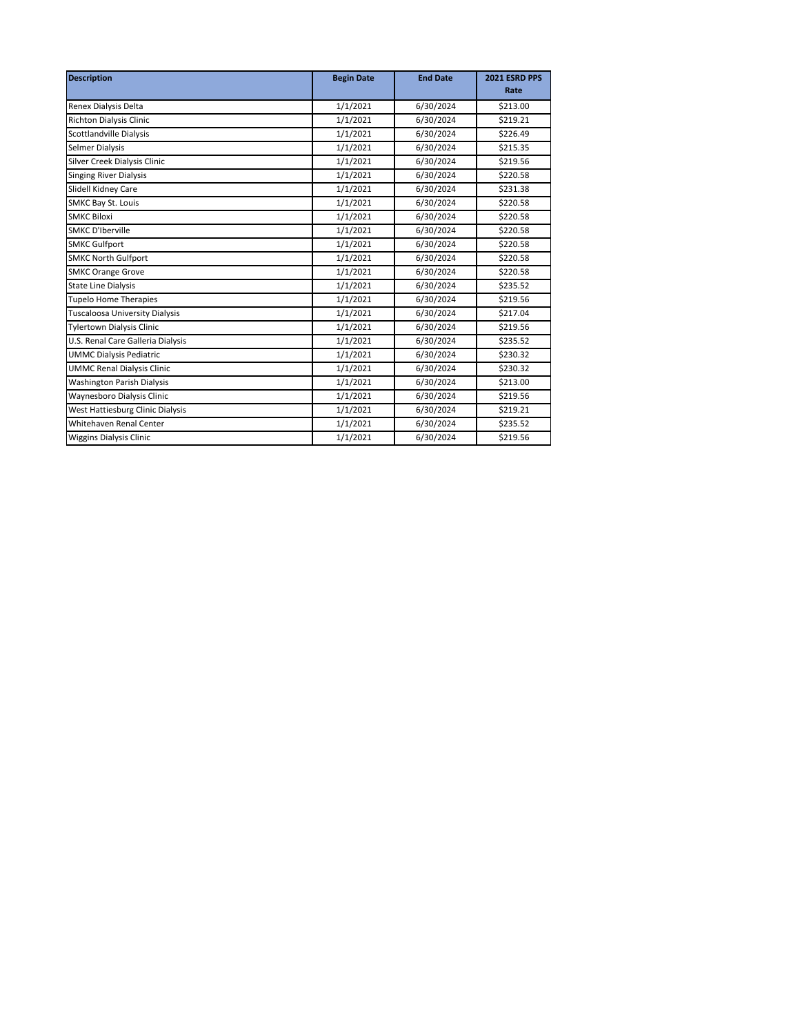| Description | Begin Date | End Date | 2021 ESRD PPS Rate |
|---|---|---|---|
| Renex Dialysis Delta | 1/1/2021 | 6/30/2024 | $213.00 |
| Richton Dialysis Clinic | 1/1/2021 | 6/30/2024 | $219.21 |
| Scottlandville Dialysis | 1/1/2021 | 6/30/2024 | $226.49 |
| Selmer Dialysis | 1/1/2021 | 6/30/2024 | $215.35 |
| Silver Creek Dialysis Clinic | 1/1/2021 | 6/30/2024 | $219.56 |
| Singing River Dialysis | 1/1/2021 | 6/30/2024 | $220.58 |
| Slidell Kidney Care | 1/1/2021 | 6/30/2024 | $231.38 |
| SMKC Bay St. Louis | 1/1/2021 | 6/30/2024 | $220.58 |
| SMKC Biloxi | 1/1/2021 | 6/30/2024 | $220.58 |
| SMKC D'Iberville | 1/1/2021 | 6/30/2024 | $220.58 |
| SMKC Gulfport | 1/1/2021 | 6/30/2024 | $220.58 |
| SMKC North Gulfport | 1/1/2021 | 6/30/2024 | $220.58 |
| SMKC Orange Grove | 1/1/2021 | 6/30/2024 | $220.58 |
| State Line Dialysis | 1/1/2021 | 6/30/2024 | $235.52 |
| Tupelo Home Therapies | 1/1/2021 | 6/30/2024 | $219.56 |
| Tuscaloosa University Dialysis | 1/1/2021 | 6/30/2024 | $217.04 |
| Tylertown Dialysis Clinic | 1/1/2021 | 6/30/2024 | $219.56 |
| U.S. Renal Care Galleria Dialysis | 1/1/2021 | 6/30/2024 | $235.52 |
| UMMC Dialysis Pediatric | 1/1/2021 | 6/30/2024 | $230.32 |
| UMMC Renal Dialysis Clinic | 1/1/2021 | 6/30/2024 | $230.32 |
| Washington Parish Dialysis | 1/1/2021 | 6/30/2024 | $213.00 |
| Waynesboro Dialysis Clinic | 1/1/2021 | 6/30/2024 | $219.56 |
| West Hattiesburg Clinic Dialysis | 1/1/2021 | 6/30/2024 | $219.21 |
| Whitehaven Renal Center | 1/1/2021 | 6/30/2024 | $235.52 |
| Wiggins Dialysis Clinic | 1/1/2021 | 6/30/2024 | $219.56 |